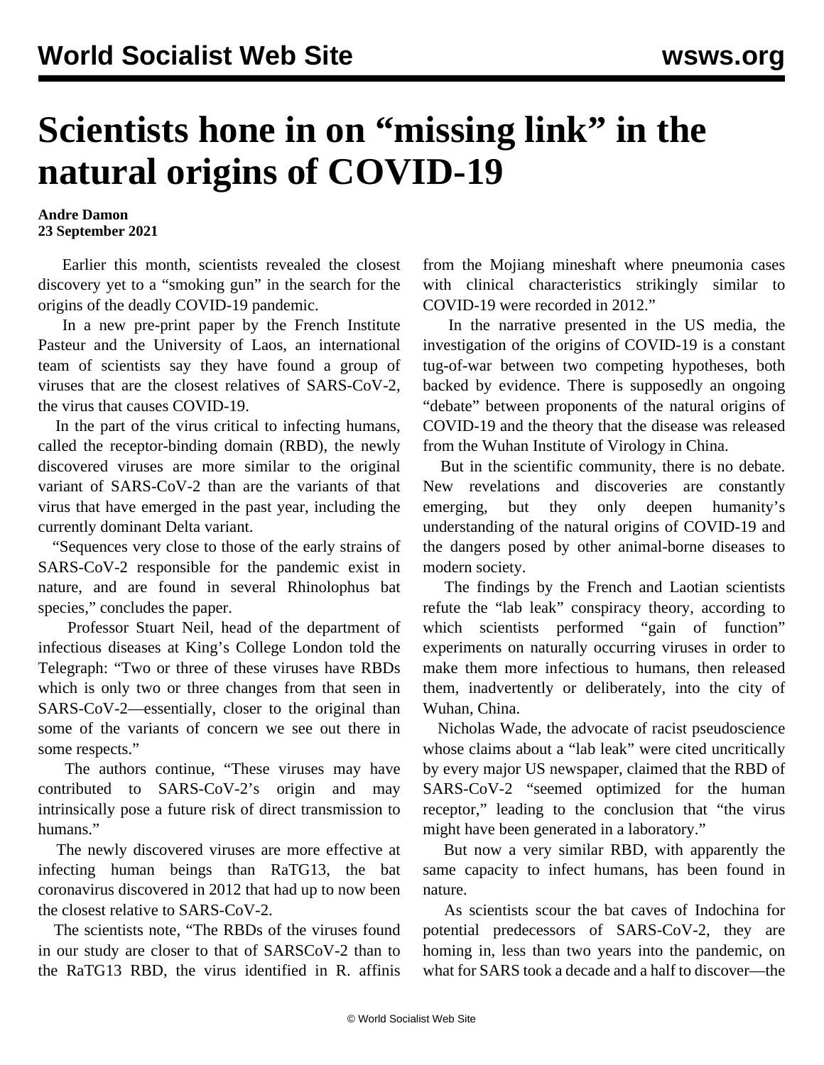# Scientists hone in on "missing link" in the natural origins of COVID-19

**Andre Damon**
**23 September 2021**

Earlier this month, scientists revealed the closest discovery yet to a "smoking gun" in the search for the origins of the deadly COVID-19 pandemic.

In a new pre-print paper by the French Institute Pasteur and the University of Laos, an international team of scientists say they have found a group of viruses that are the closest relatives of SARS-CoV-2, the virus that causes COVID-19.

In the part of the virus critical to infecting humans, called the receptor-binding domain (RBD), the newly discovered viruses are more similar to the original variant of SARS-CoV-2 than are the variants of that virus that have emerged in the past year, including the currently dominant Delta variant.

"Sequences very close to those of the early strains of SARS-CoV-2 responsible for the pandemic exist in nature, and are found in several Rhinolophus bat species," concludes the paper.

Professor Stuart Neil, head of the department of infectious diseases at King's College London told the Telegraph: "Two or three of these viruses have RBDs which is only two or three changes from that seen in SARS-CoV-2—essentially, closer to the original than some of the variants of concern we see out there in some respects."

The authors continue, "These viruses may have contributed to SARS-CoV-2's origin and may intrinsically pose a future risk of direct transmission to humans."

The newly discovered viruses are more effective at infecting human beings than RaTG13, the bat coronavirus discovered in 2012 that had up to now been the closest relative to SARS-CoV-2.

The scientists note, "The RBDs of the viruses found in our study are closer to that of SARSCoV-2 than to the RaTG13 RBD, the virus identified in R. affinis from the Mojiang mineshaft where pneumonia cases with clinical characteristics strikingly similar to COVID-19 were recorded in 2012."

In the narrative presented in the US media, the investigation of the origins of COVID-19 is a constant tug-of-war between two competing hypotheses, both backed by evidence. There is supposedly an ongoing "debate" between proponents of the natural origins of COVID-19 and the theory that the disease was released from the Wuhan Institute of Virology in China.

But in the scientific community, there is no debate. New revelations and discoveries are constantly emerging, but they only deepen humanity's understanding of the natural origins of COVID-19 and the dangers posed by other animal-borne diseases to modern society.

The findings by the French and Laotian scientists refute the "lab leak" conspiracy theory, according to which scientists performed "gain of function" experiments on naturally occurring viruses in order to make them more infectious to humans, then released them, inadvertently or deliberately, into the city of Wuhan, China.

Nicholas Wade, the advocate of racist pseudoscience whose claims about a "lab leak" were cited uncritically by every major US newspaper, claimed that the RBD of SARS-CoV-2 "seemed optimized for the human receptor," leading to the conclusion that "the virus might have been generated in a laboratory."

But now a very similar RBD, with apparently the same capacity to infect humans, has been found in nature.

As scientists scour the bat caves of Indochina for potential predecessors of SARS-CoV-2, they are homing in, less than two years into the pandemic, on what for SARS took a decade and a half to discover—the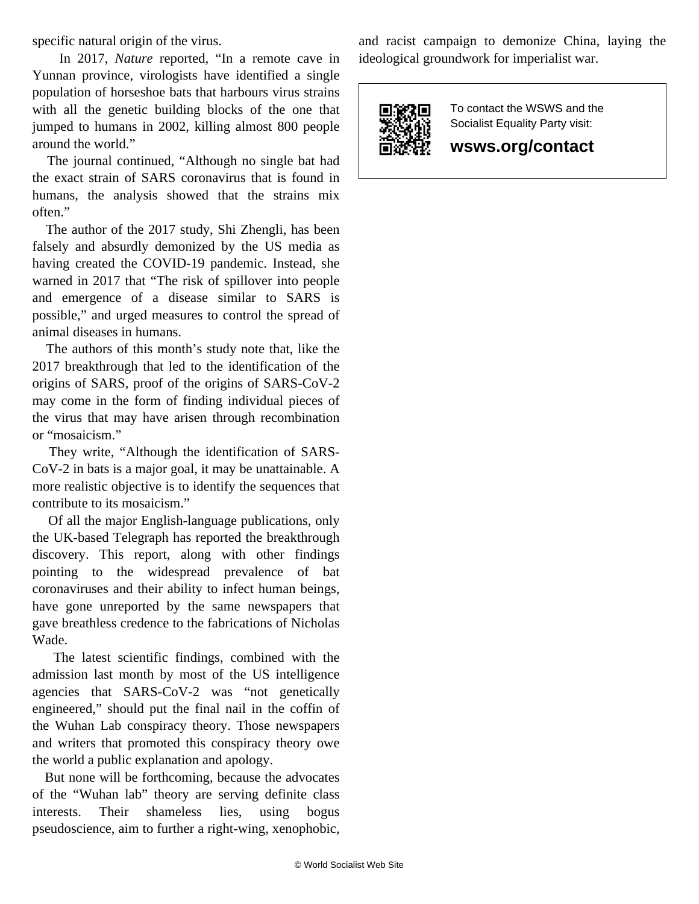specific natural origin of the virus.

In 2017, *Nature* reported, “In a remote cave in Yunnan province, virologists have identified a single population of horseshoe bats that harbours virus strains with all the genetic building blocks of the one that jumped to humans in 2002, killing almost 800 people around the world.”

The journal continued, “Although no single bat had the exact strain of SARS coronavirus that is found in humans, the analysis showed that the strains mix often.”

The author of the 2017 study, Shi Zhengli, has been falsely and absurdly demonized by the US media as having created the COVID-19 pandemic. Instead, she warned in 2017 that “The risk of spillover into people and emergence of a disease similar to SARS is possible,” and urged measures to control the spread of animal diseases in humans.

The authors of this month’s study note that, like the 2017 breakthrough that led to the identification of the origins of SARS, proof of the origins of SARS-CoV-2 may come in the form of finding individual pieces of the virus that may have arisen through recombination or “mosaicism.”

They write, “Although the identification of SARS-CoV-2 in bats is a major goal, it may be unattainable. A more realistic objective is to identify the sequences that contribute to its mosaicism.”

Of all the major English-language publications, only the UK-based Telegraph has reported the breakthrough discovery. This report, along with other findings pointing to the widespread prevalence of bat coronaviruses and their ability to infect human beings, have gone unreported by the same newspapers that gave breathless credence to the fabrications of Nicholas Wade.

The latest scientific findings, combined with the admission last month by most of the US intelligence agencies that SARS-CoV-2 was “not genetically engineered,” should put the final nail in the coffin of the Wuhan Lab conspiracy theory. Those newspapers and writers that promoted this conspiracy theory owe the world a public explanation and apology.

But none will be forthcoming, because the advocates of the “Wuhan lab” theory are serving definite class interests. Their shameless lies, using bogus pseudoscience, aim to further a right-wing, xenophobic, and racist campaign to demonize China, laying the ideological groundwork for imperialist war.

To contact the WSWS and the Socialist Equality Party visit:

**wsws.org/contact**